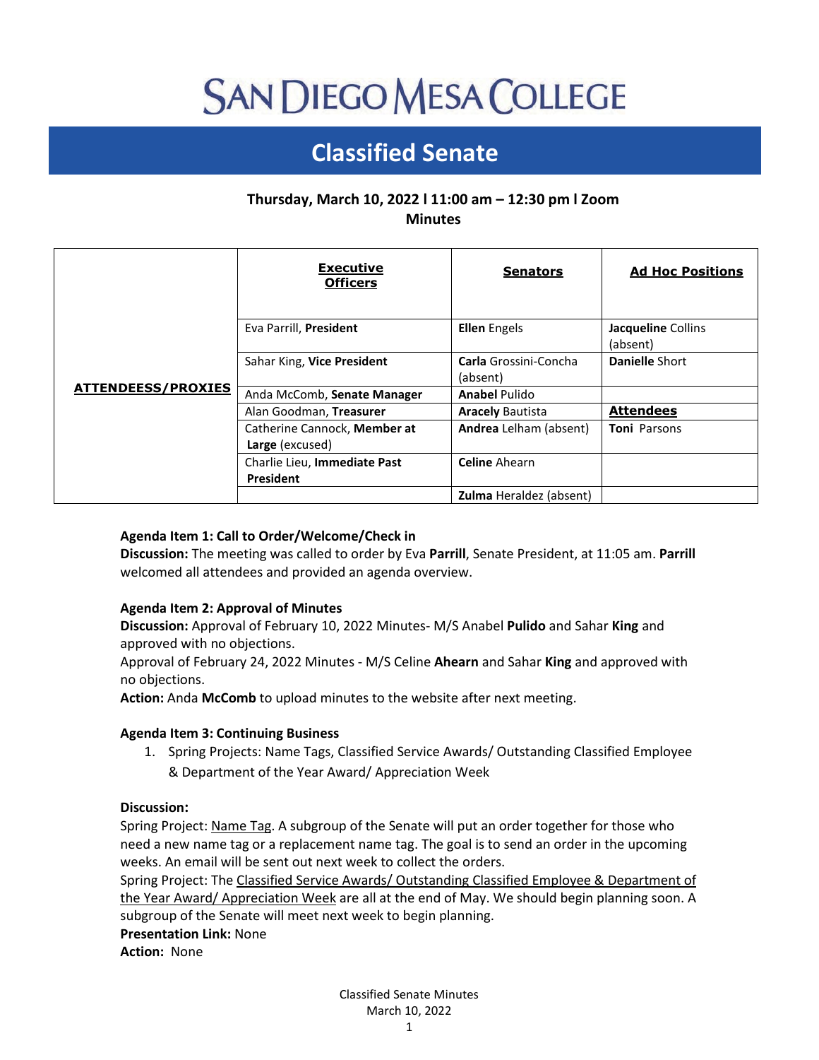# SAN DIEGO MESA COLLEGE

## Classified Senate

**Thursday, March 10, 2022 l 11:00 am – 12:30 pm l Zoom**
**Minutes**

| ATTENDEESS/PROXIES | Executive Officers | Senators | Ad Hoc Positions |
|---|---|---|---|
| | Eva Parrill, **President** | **Ellen** Engels | **Jacqueline** Collins (absent) |
| | Sahar King, **Vice President** | **Carla** Grossini-Concha (absent) | **Danielle** Short |
| | Anda McComb, **Senate Manager** | **Anabel** Pulido | |
| | Alan Goodman, **Treasurer** | **Aracely** Bautista | **Attendees** |
| | Catherine Cannock, **Member at Large** (excused) | **Andrea** Lelham (absent) | **Toni** Parsons |
| | Charlie Lieu, **Immediate Past President** | **Celine** Ahearn | |
| | | **Zulma** Heraldez (absent) | |

**Agenda Item 1: Call to Order/Welcome/Check in**
**Discussion:** The meeting was called to order by Eva **Parrill**, Senate President, at 11:05 am. **Parrill** welcomed all attendees and provided an agenda overview.

**Agenda Item 2: Approval of Minutes**
**Discussion:** Approval of February 10, 2022 Minutes- M/S Anabel **Pulido** and Sahar **King** and approved with no objections.
Approval of February 24, 2022 Minutes - M/S Celine **Ahearn** and Sahar **King** and approved with no objections.
**Action:** Anda **McComb** to upload minutes to the website after next meeting.

**Agenda Item 3: Continuing Business**

1. Spring Projects: Name Tags, Classified Service Awards/ Outstanding Classified Employee & Department of the Year Award/ Appreciation Week

**Discussion:**
Spring Project: Name Tag. A subgroup of the Senate will put an order together for those who need a new name tag or a replacement name tag. The goal is to send an order in the upcoming weeks. An email will be sent out next week to collect the orders.
Spring Project: The Classified Service Awards/ Outstanding Classified Employee & Department of the Year Award/ Appreciation Week are all at the end of May. We should begin planning soon. A subgroup of the Senate will meet next week to begin planning.
**Presentation Link:** None
**Action:** None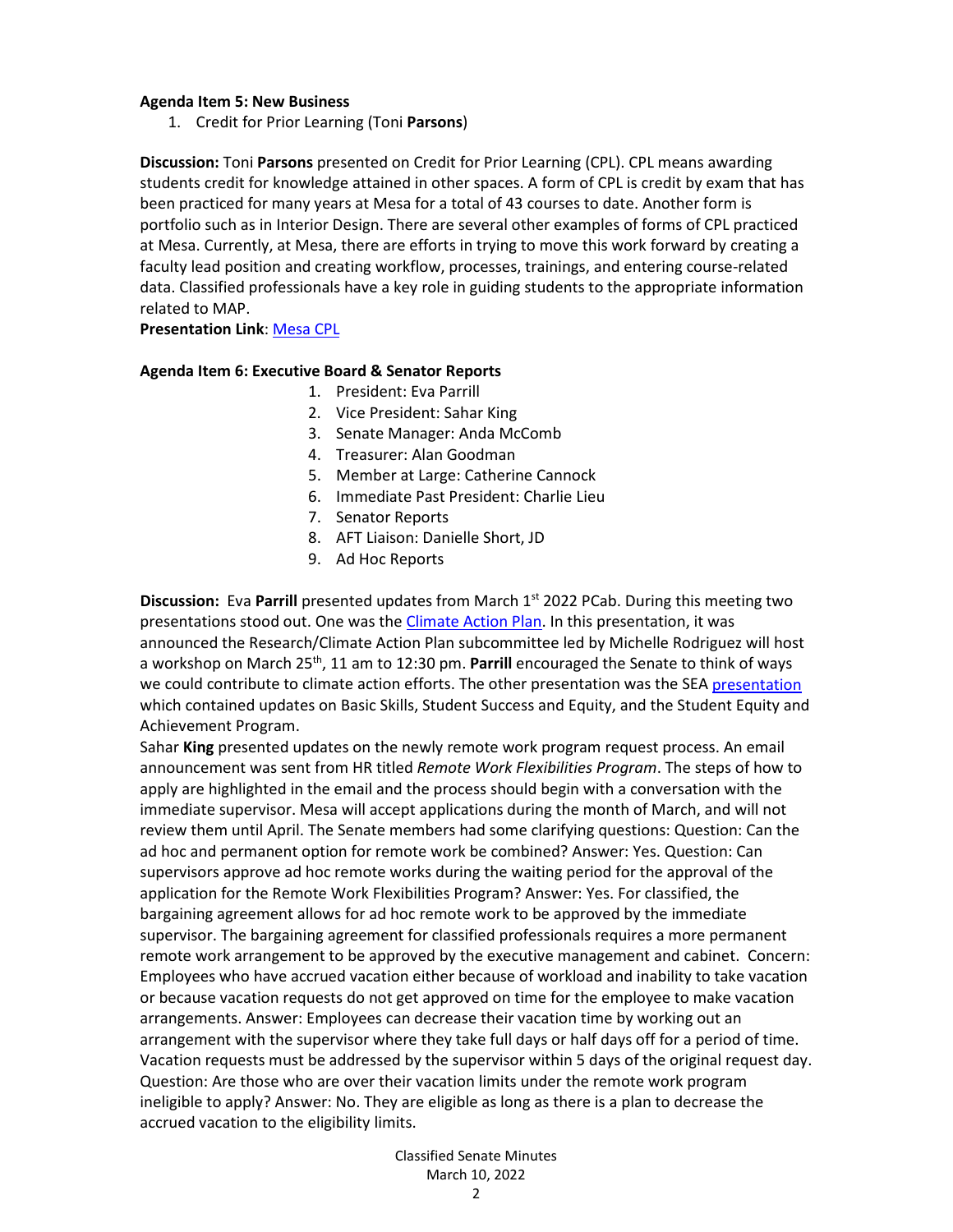**Agenda Item 5: New Business**

1. Credit for Prior Learning (Toni **Parsons**)

**Discussion:** Toni **Parsons** presented on Credit for Prior Learning (CPL). CPL means awarding students credit for knowledge attained in other spaces. A form of CPL is credit by exam that has been practiced for many years at Mesa for a total of 43 courses to date. Another form is portfolio such as in Interior Design. There are several other examples of forms of CPL practiced at Mesa. Currently, at Mesa, there are efforts in trying to move this work forward by creating a faculty lead position and creating workflow, processes, trainings, and entering course-related data. Classified professionals have a key role in guiding students to the appropriate information related to MAP.

**Presentation Link**: Mesa CPL

**Agenda Item 6: Executive Board & Senator Reports**

1. President: Eva Parrill
2. Vice President: Sahar King
3. Senate Manager: Anda McComb
4. Treasurer: Alan Goodman
5. Member at Large: Catherine Cannock
6. Immediate Past President: Charlie Lieu
7. Senator Reports
8. AFT Liaison: Danielle Short, JD
9. Ad Hoc Reports

**Discussion:** Eva **Parrill** presented updates from March 1st 2022 PCab. During this meeting two presentations stood out. One was the Climate Action Plan. In this presentation, it was announced the Research/Climate Action Plan subcommittee led by Michelle Rodriguez will host a workshop on March 25th, 11 am to 12:30 pm. **Parrill** encouraged the Senate to think of ways we could contribute to climate action efforts. The other presentation was the SEA presentation which contained updates on Basic Skills, Student Success and Equity, and the Student Equity and Achievement Program.

Sahar **King** presented updates on the newly remote work program request process. An email announcement was sent from HR titled *Remote Work Flexibilities Program*. The steps of how to apply are highlighted in the email and the process should begin with a conversation with the immediate supervisor. Mesa will accept applications during the month of March, and will not review them until April. The Senate members had some clarifying questions: Question: Can the ad hoc and permanent option for remote work be combined? Answer: Yes. Question: Can supervisors approve ad hoc remote works during the waiting period for the approval of the application for the Remote Work Flexibilities Program? Answer: Yes. For classified, the bargaining agreement allows for ad hoc remote work to be approved by the immediate supervisor. The bargaining agreement for classified professionals requires a more permanent remote work arrangement to be approved by the executive management and cabinet. Concern: Employees who have accrued vacation either because of workload and inability to take vacation or because vacation requests do not get approved on time for the employee to make vacation arrangements. Answer: Employees can decrease their vacation time by working out an arrangement with the supervisor where they take full days or half days off for a period of time. Vacation requests must be addressed by the supervisor within 5 days of the original request day. Question: Are those who are over their vacation limits under the remote work program ineligible to apply? Answer: No. They are eligible as long as there is a plan to decrease the accrued vacation to the eligibility limits.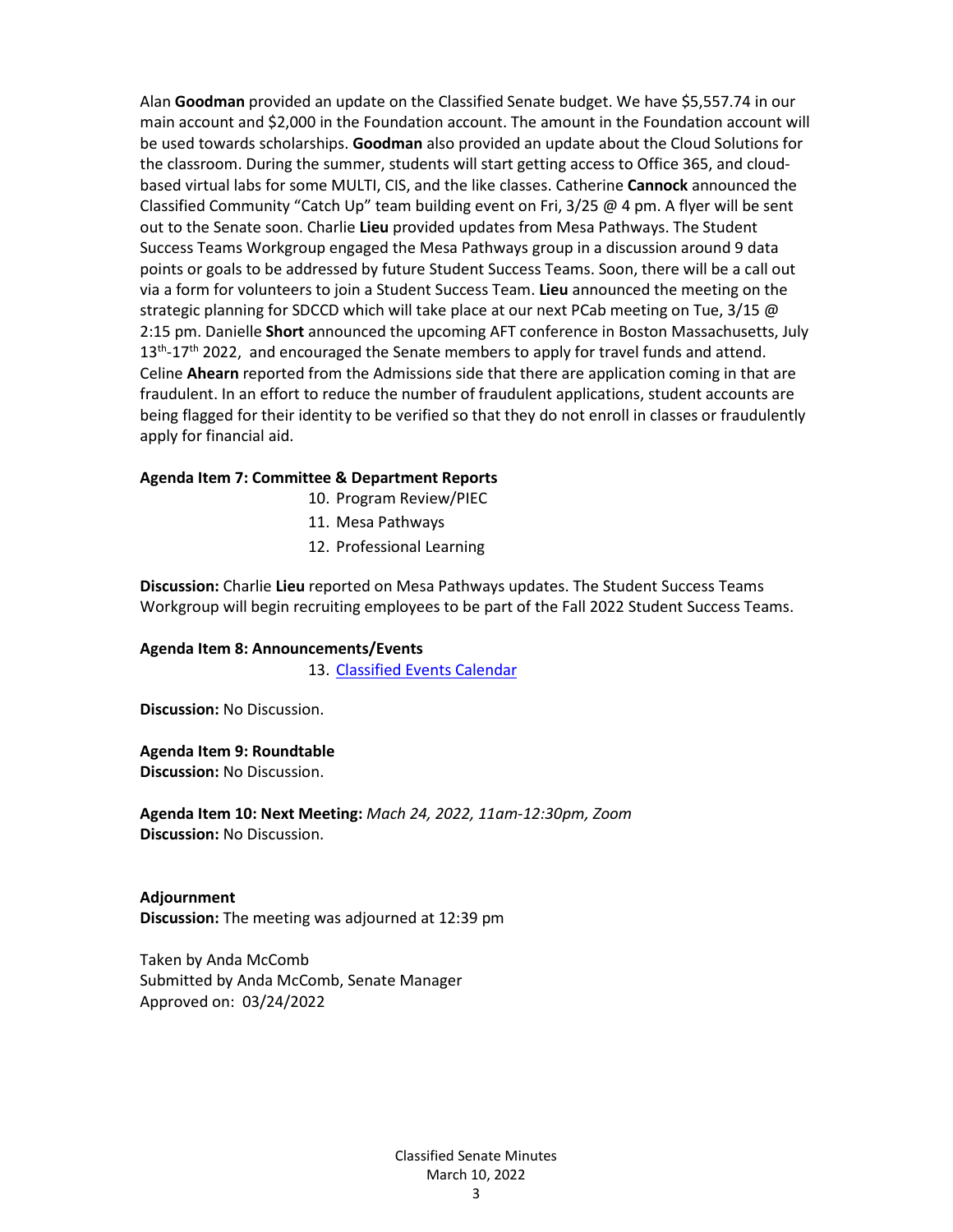Alan **Goodman** provided an update on the Classified Senate budget. We have $5,557.74 in our main account and $2,000 in the Foundation account. The amount in the Foundation account will be used towards scholarships. **Goodman** also provided an update about the Cloud Solutions for the classroom. During the summer, students will start getting access to Office 365, and cloud-based virtual labs for some MULTI, CIS, and the like classes. Catherine **Cannock** announced the Classified Community "Catch Up" team building event on Fri, 3/25 @ 4 pm. A flyer will be sent out to the Senate soon. Charlie **Lieu** provided updates from Mesa Pathways. The Student Success Teams Workgroup engaged the Mesa Pathways group in a discussion around 9 data points or goals to be addressed by future Student Success Teams. Soon, there will be a call out via a form for volunteers to join a Student Success Team. **Lieu** announced the meeting on the strategic planning for SDCCD which will take place at our next PCab meeting on Tue, 3/15 @ 2:15 pm. Danielle **Short** announced the upcoming AFT conference in Boston Massachusetts, July 13th-17th 2022, and encouraged the Senate members to apply for travel funds and attend. Celine **Ahearn** reported from the Admissions side that there are application coming in that are fraudulent. In an effort to reduce the number of fraudulent applications, student accounts are being flagged for their identity to be verified so that they do not enroll in classes or fraudulently apply for financial aid.

**Agenda Item 7: Committee & Department Reports**

10. Program Review/PIEC
11. Mesa Pathways
12. Professional Learning

**Discussion:** Charlie **Lieu** reported on Mesa Pathways updates. The Student Success Teams Workgroup will begin recruiting employees to be part of the Fall 2022 Student Success Teams.

**Agenda Item 8: Announcements/Events**

13. Classified Events Calendar

**Discussion:** No Discussion.

**Agenda Item 9: Roundtable**
**Discussion:** No Discussion.

**Agenda Item 10: Next Meeting:** *Mach 24, 2022, 11am-12:30pm, Zoom*
**Discussion:** No Discussion.

**Adjournment**
**Discussion:** The meeting was adjourned at 12:39 pm

Taken by Anda McComb
Submitted by Anda McComb, Senate Manager
Approved on: 03/24/2022